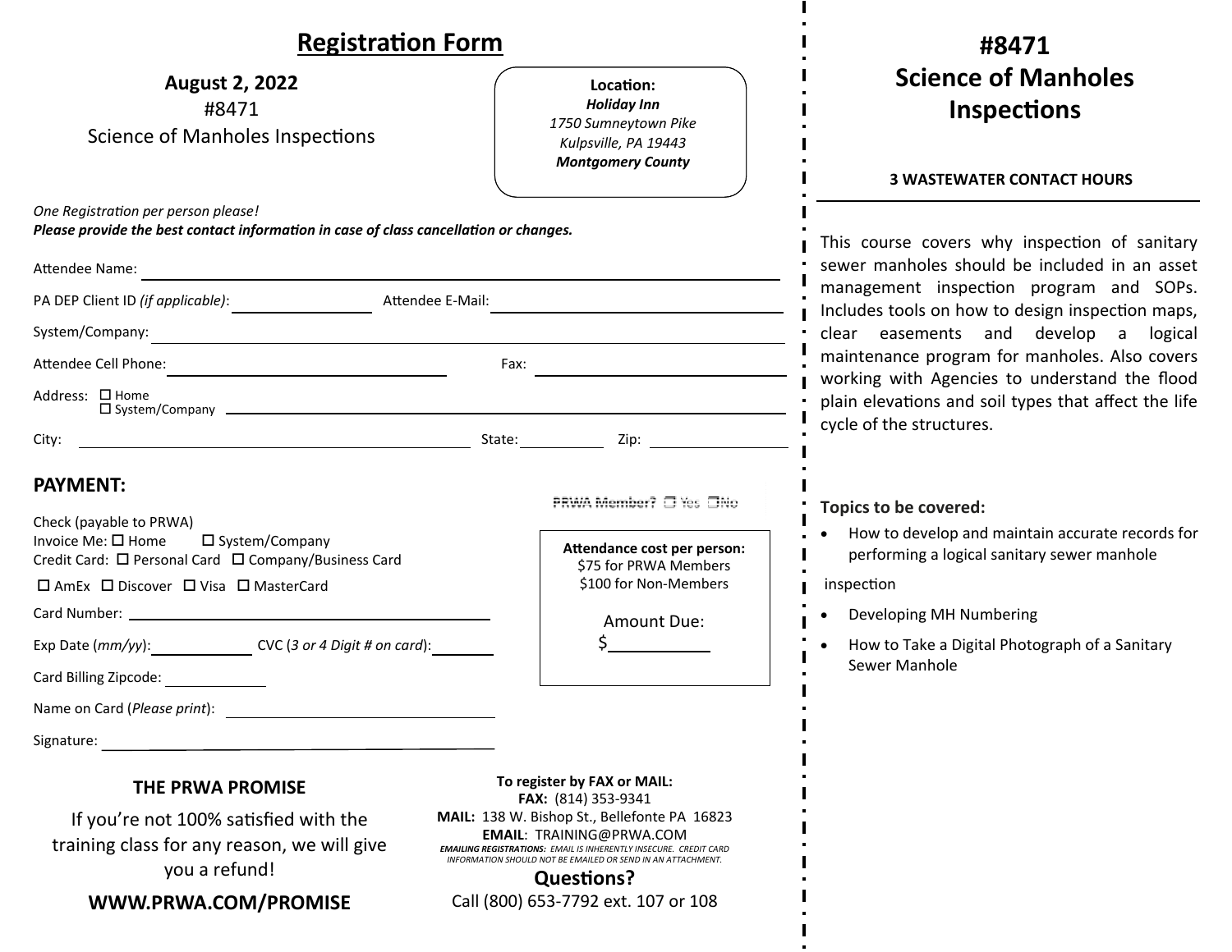# Registration Form

**August 2, 2022**
#8471
Science of Manholes Inspections

**Location:**
***Holiday Inn***
*1750 Sumneytown Pike*
*Kulpsville, PA 19443*
***Montgomery County***

*One Registration per person please!*
***Please provide the best contact information in case of class cancellation or changes.***

Attendee Name: ____________________

PA DEP Client ID *(if applicable)*: ____________ Attendee E-Mail: ____________________

System/Company: ____________________

Attendee Cell Phone: ____________________ Fax: ____________________

Address: ☐ Home ☐ System/Company ____________________

City: ____________________ State: ________ Zip: ________

## PAYMENT:

PRWA Member? ☐ Yes ☐No

Check (payable to PRWA)
Invoice Me: ☐ Home ☐ System/Company
Credit Card: ☐ Personal Card ☐ Company/Business Card
☐ AmEx ☐ Discover ☐ Visa ☐ MasterCard

Card Number: ____________________

Exp Date (*mm/yy*): ________ CVC (*3 or 4 Digit # on card*): ________

Card Billing Zipcode: ________

Name on Card (*Please print*): ____________________

Signature: ____________________

**Attendance cost per person:**
$75 for PRWA Members
$100 for Non-Members

Amount Due:
$________

### THE PRWA PROMISE

If you're not 100% satisfied with the training class for any reason, we will give you a refund!

**WWW.PRWA.COM/PROMISE**

**To register by FAX or MAIL:**
**FAX:** (814) 353-9341
**MAIL:** 138 W. Bishop St., Bellefonte PA 16823
**EMAIL**: TRAINING@PRWA.COM
***EMAILING REGISTRATIONS:*** *EMAIL IS INHERENTLY INSECURE. CREDIT CARD INFORMATION SHOULD NOT BE EMAILED OR SEND IN AN ATTACHMENT.*

**Questions?**
Call (800) 653-7792 ext. 107 or 108

# #8471 Science of Manholes Inspections

**3 WASTEWATER CONTACT HOURS**

This course covers why inspection of sanitary sewer manholes should be included in an asset management inspection program and SOPs. Includes tools on how to design inspection maps, clear easements and develop a logical maintenance program for manholes. Also covers working with Agencies to understand the flood plain elevations and soil types that affect the life cycle of the structures.

**Topics to be covered:**

- How to develop and maintain accurate records for performing a logical sanitary sewer manhole inspection
- Developing MH Numbering
- How to Take a Digital Photograph of a Sanitary Sewer Manhole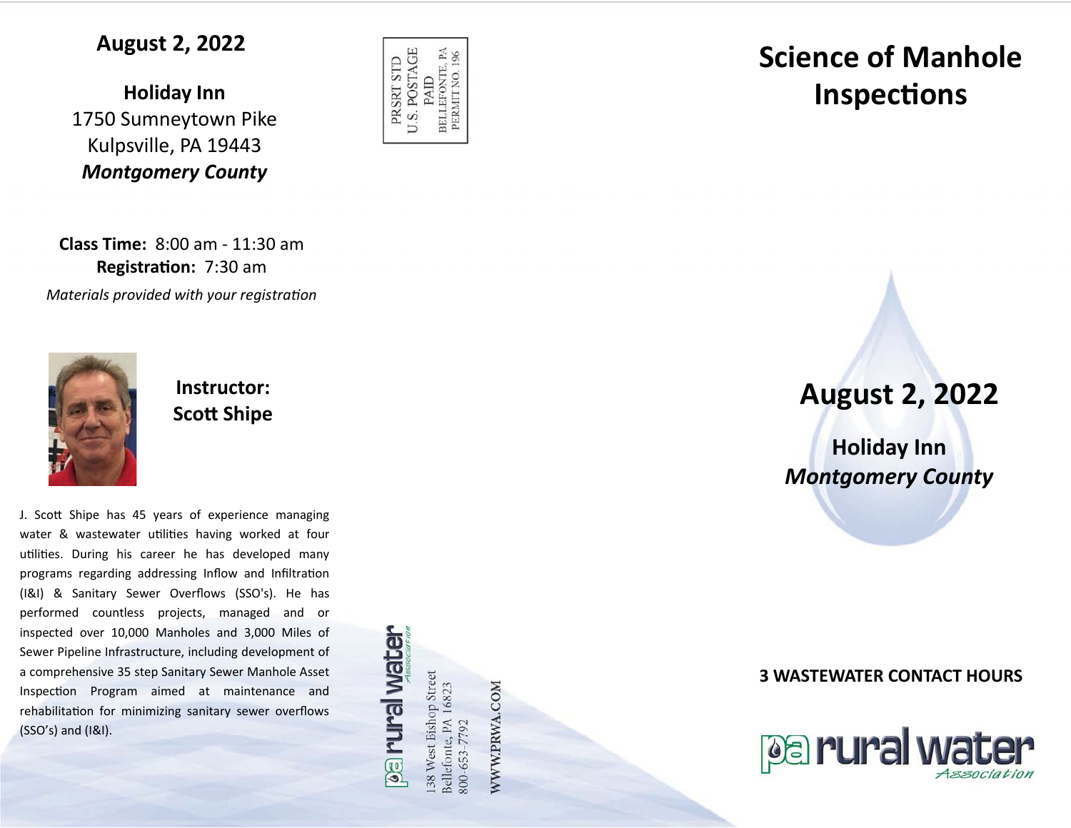**August 2, 2022**

**Holiday Inn**
1750 Sumneytown Pike
Kulpsville, PA 19443
***Montgomery County***

**Class Time:** 8:00 am - 11:30 am
**Registration:** 7:30 am
*Materials provided with your registration*

**Instructor:**
**Scott Shipe**

J. Scott Shipe has 45 years of experience managing water & wastewater utilities having worked at four utilities. During his career he has developed many programs regarding addressing Inflow and Infiltration (I&I) & Sanitary Sewer Overflows (SSO's). He has performed countless projects, managed and or inspected over 10,000 Manholes and 3,000 Miles of Sewer Pipeline Infrastructure, including development of a comprehensive 35 step Sanitary Sewer Manhole Asset Inspection Program aimed at maintenance and rehabilitation for minimizing sanitary sewer overflows (SSO's) and (I&I).

PRSRT STD
U.S. POSTAGE
PAID
BELLEFONTE, PA
PERMIT NO. 196

pa rural water Association
138 West Bishop Street
Bellefonte, PA 16823
800-653-7792
WWW.PRWA.COM

# Science of Manhole Inspections

## August 2, 2022

**Holiday Inn**
***Montgomery County***

**3 WASTEWATER CONTACT HOURS**

pa rural water Association